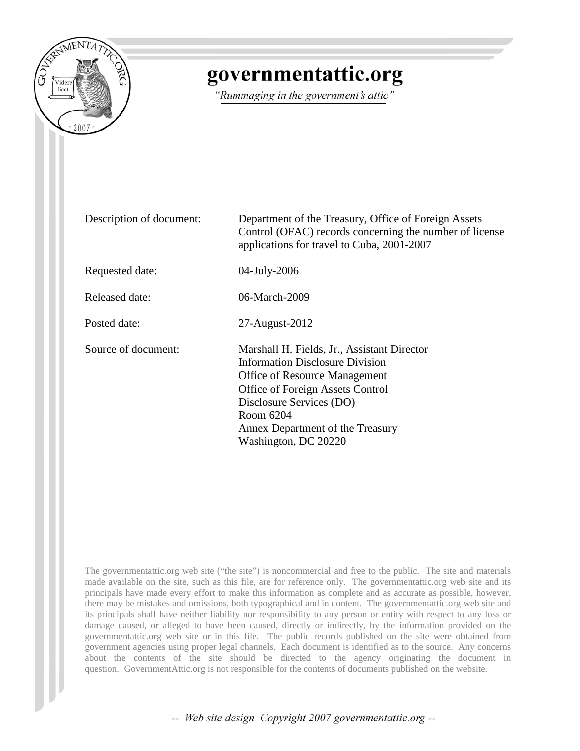# governmentattic.org

*"Rummaging in the government's attic"*

| | |
|---|---|
| Description of document: | Department of the Treasury, Office of Foreign Assets Control (OFAC) records concerning the number of license applications for travel to Cuba, 2001-2007 |
| Requested date: | 04-July-2006 |
| Released date: | 06-March-2009 |
| Posted date: | 27-August-2012 |
| Source of document: | Marshall H. Fields, Jr., Assistant Director<br>Information Disclosure Division<br>Office of Resource Management<br>Office of Foreign Assets Control<br>Disclosure Services (DO)<br>Room 6204<br>Annex Department of the Treasury<br>Washington, DC 20220 |

The governmentattic.org web site ("the site") is noncommercial and free to the public. The site and materials made available on the site, such as this file, are for reference only. The governmentattic.org web site and its principals have made every effort to make this information as complete and as accurate as possible, however, there may be mistakes and omissions, both typographical and in content. The governmentattic.org web site and its principals shall have neither liability nor responsibility to any person or entity with respect to any loss or damage caused, or alleged to have been caused, directly or indirectly, by the information provided on the governmentattic.org web site or in this file. The public records published on the site were obtained from government agencies using proper legal channels. Each document is identified as to the source. Any concerns about the contents of the site should be directed to the agency originating the document in question. GovernmentAttic.org is not responsible for the contents of documents published on the website.

-- *Web site design Copyright 2007 governmentattic.org* --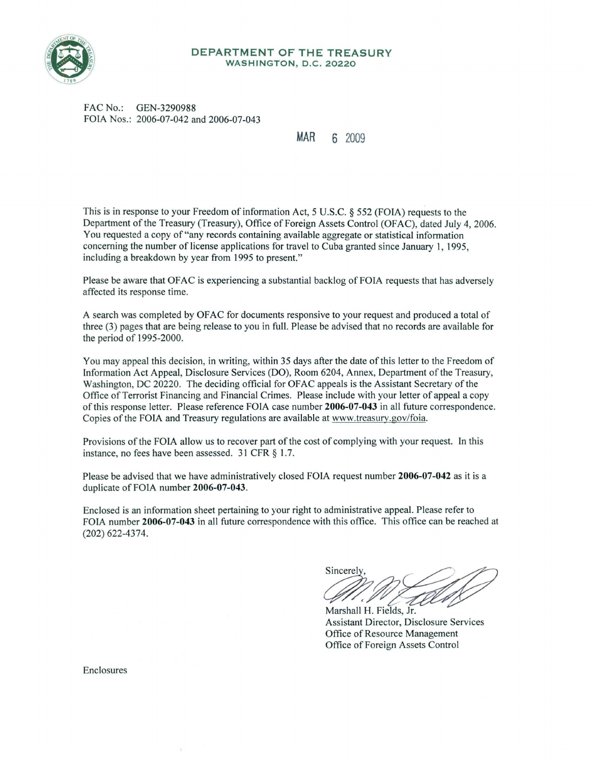**DEPARTMENT OF THE TREASURY**
**WASHINGTON, D.C. 20220**

FAC No.: GEN-3290988
FOIA Nos.: 2006-07-042 and 2006-07-043

MAR 6 2009

This is in response to your Freedom of information Act, 5 U.S.C. § 552 (FOIA) requests to the Department of the Treasury (Treasury), Office of Foreign Assets Control (OFAC), dated July 4, 2006. You requested a copy of "any records containing available aggregate or statistical information concerning the number of license applications for travel to Cuba granted since January 1, 1995, including a breakdown by year from 1995 to present."

Please be aware that OFAC is experiencing a substantial backlog of FOIA requests that has adversely affected its response time.

A search was completed by OFAC for documents responsive to your request and produced a total of three (3) pages that are being release to you in full. Please be advised that no records are available for the period of 1995-2000.

You may appeal this decision, in writing, within 35 days after the date of this letter to the Freedom of Information Act Appeal, Disclosure Services (DO), Room 6204, Annex, Department of the Treasury, Washington, DC 20220. The deciding official for OFAC appeals is the Assistant Secretary of the Office of Terrorist Financing and Financial Crimes. Please include with your letter of appeal a copy of this response letter. Please reference FOIA case number **2006-07-043** in all future correspondence. Copies of the FOIA and Treasury regulations are available at www.treasury.gov/foia.

Provisions of the FOIA allow us to recover part of the cost of complying with your request. In this instance, no fees have been assessed. 31 CFR § 1.7.

Please be advised that we have administratively closed FOIA request number **2006-07-042** as it is a duplicate of FOIA number **2006-07-043**.

Enclosed is an information sheet pertaining to your right to administrative appeal. Please refer to FOIA number **2006-07-043** in all future correspondence with this office. This office can be reached at (202) 622-4374.

Sincerely,

Marshall H. Fields, Jr.
Assistant Director, Disclosure Services
Office of Resource Management
Office of Foreign Assets Control

Enclosures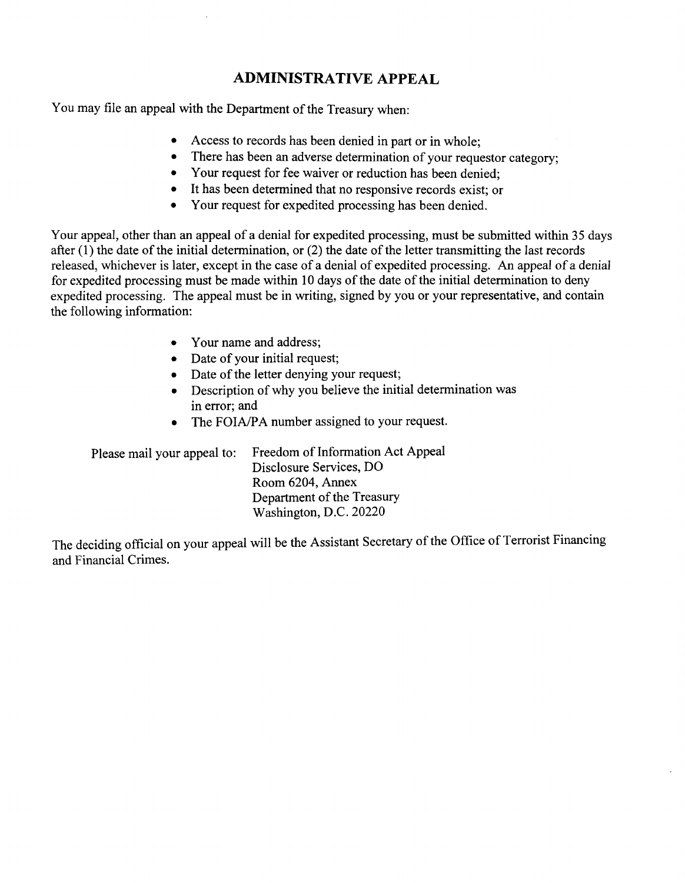# ADMINISTRATIVE APPEAL

You may file an appeal with the Department of the Treasury when:

- Access to records has been denied in part or in whole;
- There has been an adverse determination of your requestor category;
- Your request for fee waiver or reduction has been denied;
- It has been determined that no responsive records exist; or
- Your request for expedited processing has been denied.

Your appeal, other than an appeal of a denial for expedited processing, must be submitted within 35 days after (1) the date of the initial determination, or (2) the date of the letter transmitting the last records released, whichever is later, except in the case of a denial of expedited processing. An appeal of a denial for expedited processing must be made within 10 days of the date of the initial determination to deny expedited processing. The appeal must be in writing, signed by you or your representative, and contain the following information:

- Your name and address;
- Date of your initial request;
- Date of the letter denying your request;
- Description of why you believe the initial determination was in error; and
- The FOIA/PA number assigned to your request.

Please mail your appeal to:

Freedom of Information Act Appeal
Disclosure Services, DO
Room 6204, Annex
Department of the Treasury
Washington, D.C. 20220

The deciding official on your appeal will be the Assistant Secretary of the Office of Terrorist Financing and Financial Crimes.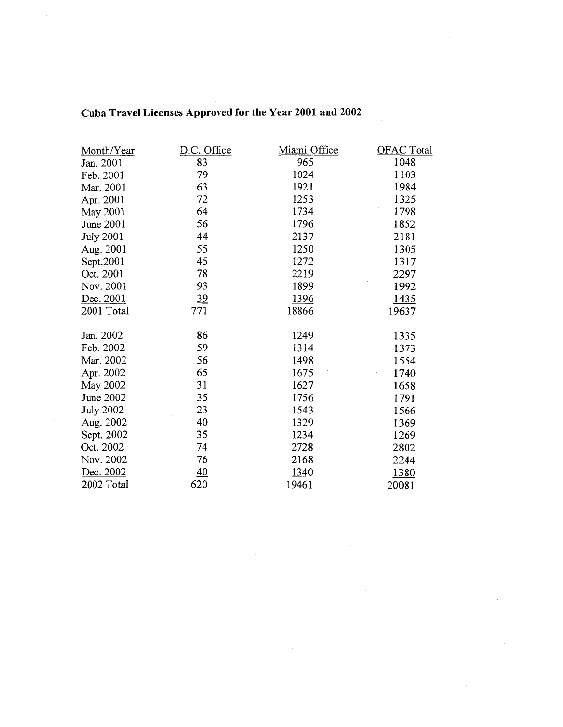**Cuba Travel Licenses Approved for the Year 2001 and 2002**

| Month/Year | D.C. Office | Miami Office | OFAC Total |
|---|---|---|---|
| Jan. 2001 | 83 | 965 | 1048 |
| Feb. 2001 | 79 | 1024 | 1103 |
| Mar. 2001 | 63 | 1921 | 1984 |
| Apr. 2001 | 72 | 1253 | 1325 |
| May 2001 | 64 | 1734 | 1798 |
| June 2001 | 56 | 1796 | 1852 |
| July 2001 | 44 | 2137 | 2181 |
| Aug. 2001 | 55 | 1250 | 1305 |
| Sept.2001 | 45 | 1272 | 1317 |
| Oct. 2001 | 78 | 2219 | 2297 |
| Nov. 2001 | 93 | 1899 | 1992 |
| Dec. 2001 | 39 | 1396 | 1435 |
| 2001 Total | 771 | 18866 | 19637 |
| | | | |
| Jan. 2002 | 86 | 1249 | 1335 |
| Feb. 2002 | 59 | 1314 | 1373 |
| Mar. 2002 | 56 | 1498 | 1554 |
| Apr. 2002 | 65 | 1675 | 1740 |
| May 2002 | 31 | 1627 | 1658 |
| June 2002 | 35 | 1756 | 1791 |
| July 2002 | 23 | 1543 | 1566 |
| Aug. 2002 | 40 | 1329 | 1369 |
| Sept. 2002 | 35 | 1234 | 1269 |
| Oct. 2002 | 74 | 2728 | 2802 |
| Nov. 2002 | 76 | 2168 | 2244 |
| Dec. 2002 | 40 | 1340 | 1380 |
| 2002 Total | 620 | 19461 | 20081 |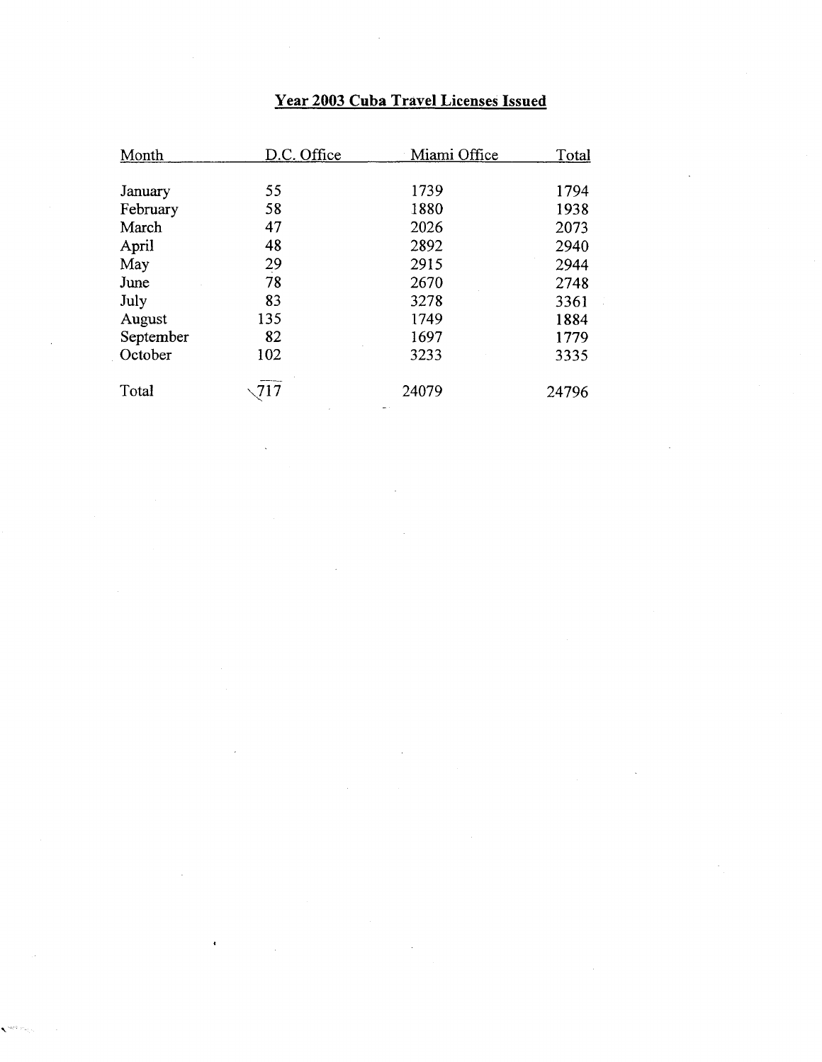## Year 2003 Cuba Travel Licenses Issued

| Month | D.C. Office | Miami Office | Total |
|---|---|---|---|
| January | 55 | 1739 | 1794 |
| February | 58 | 1880 | 1938 |
| March | 47 | 2026 | 2073 |
| April | 48 | 2892 | 2940 |
| May | 29 | 2915 | 2944 |
| June | 78 | 2670 | 2748 |
| July | 83 | 3278 | 3361 |
| August | 135 | 1749 | 1884 |
| September | 82 | 1697 | 1779 |
| October | 102 | 3233 | 3335 |
| Total | 717 | 24079 | 24796 |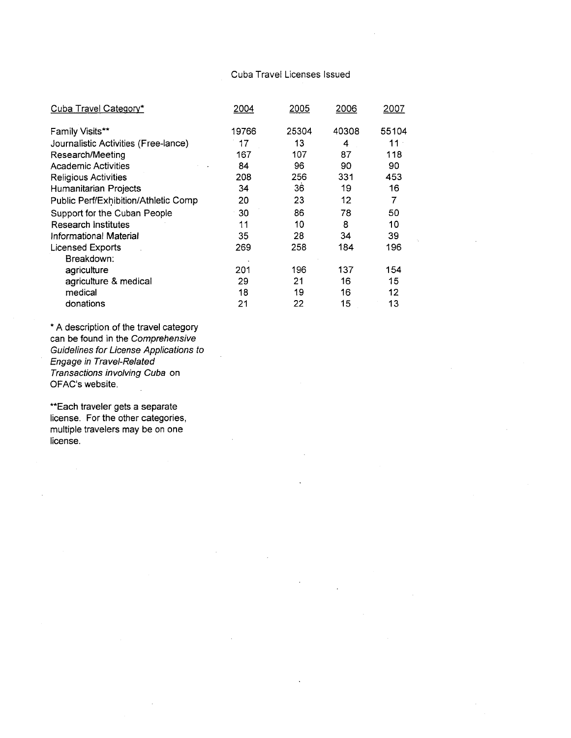Cuba Travel Licenses Issued

| Cuba Travel Category* | 2004 | 2005 | 2006 | 2007 |
|---|---|---|---|---|
| Family Visits** | 19766 | 25304 | 40308 | 55104 |
| Journalistic Activities (Free-lance) | 17 | 13 | 4 | 11 |
| Research/Meeting | 167 | 107 | 87 | 118 |
| Academic Activities | 84 | 96 | 90 | 90 |
| Religious Activities | 208 | 256 | 331 | 453 |
| Humanitarian Projects | 34 | 36 | 19 | 16 |
| Public Perf/Exhibition/Athletic Comp | 20 | 23 | 12 | 7 |
| Support for the Cuban People | 30 | 86 | 78 | 50 |
| Research Institutes | 11 | 10 | 8 | 10 |
| Informational Material | 35 | 28 | 34 | 39 |
| Licensed Exports | 269 | 258 | 184 | 196 |
| Breakdown: | | | | |
| agriculture | 201 | 196 | 137 | 154 |
| agriculture & medical | 29 | 21 | 16 | 15 |
| medical | 18 | 19 | 16 | 12 |
| donations | 21 | 22 | 15 | 13 |

* A description of the travel category can be found in the *Comprehensive Guidelines for License Applications to Engage in Travel-Related Transactions involving Cuba* on OFAC's website.

**Each traveler gets a separate license. For the other categories, multiple travelers may be on one license.